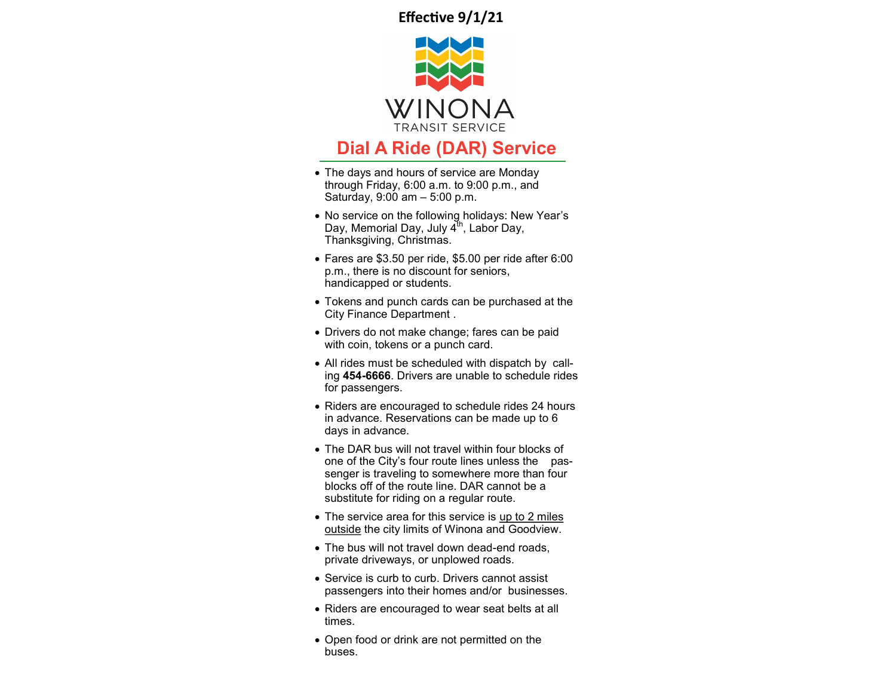**Effective 9/1/21**

WINONA

TRANSIT SERVICE

## Dial A Ride (DAR) Service

- The days and hours of service are Monday through Friday, 6:00 a.m. to 9:00 p.m., and Saturday, 9:00 am – 5:00 p.m.
- No service on the following holidays: New Year's Day, Memorial Day, July 4th, Labor Day, Thanksgiving, Christmas.
- Fares are $3.50 per ride, $5.00 per ride after 6:00 p.m., there is no discount for seniors, handicapped or students.
- Tokens and punch cards can be purchased at the City Finance Department .
- Drivers do not make change; fares can be paid with coin, tokens or a punch card.
- All rides must be scheduled with dispatch by calling **454-6666**. Drivers are unable to schedule rides for passengers.
- Riders are encouraged to schedule rides 24 hours in advance. Reservations can be made up to 6 days in advance.
- The DAR bus will not travel within four blocks of one of the City's four route lines unless the passenger is traveling to somewhere more than four blocks off of the route line. DAR cannot be a substitute for riding on a regular route.
- The service area for this service is <u>up to 2 miles outside</u> the city limits of Winona and Goodview.
- The bus will not travel down dead-end roads, private driveways, or unplowed roads.
- Service is curb to curb. Drivers cannot assist passengers into their homes and/or businesses.
- Riders are encouraged to wear seat belts at all times.
- Open food or drink are not permitted on the buses.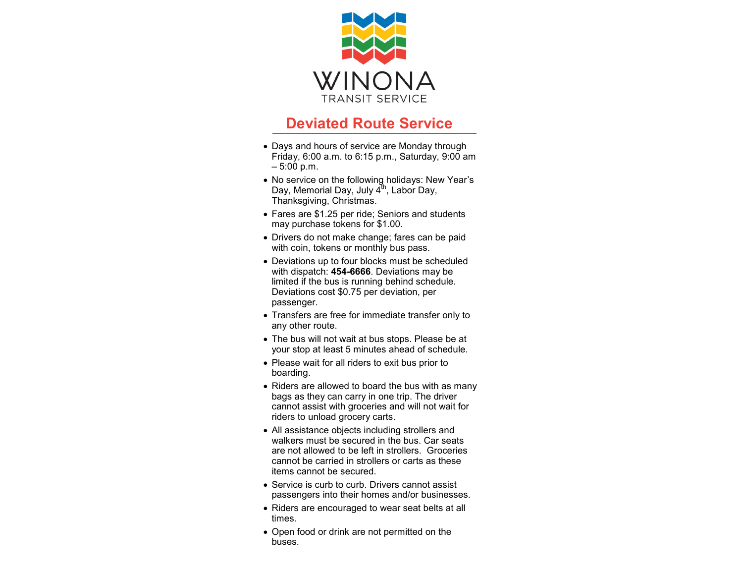WINONA

TRANSIT SERVICE

## Deviated Route Service

- Days and hours of service are Monday through Friday, 6:00 a.m. to 6:15 p.m., Saturday, 9:00 am – 5:00 p.m.
- No service on the following holidays: New Year's Day, Memorial Day, July 4th, Labor Day, Thanksgiving, Christmas.
- Fares are $1.25 per ride; Seniors and students may purchase tokens for $1.00.
- Drivers do not make change; fares can be paid with coin, tokens or monthly bus pass.
- Deviations up to four blocks must be scheduled with dispatch: **454-6666**. Deviations may be limited if the bus is running behind schedule. Deviations cost $0.75 per deviation, per passenger.
- Transfers are free for immediate transfer only to any other route.
- The bus will not wait at bus stops. Please be at your stop at least 5 minutes ahead of schedule.
- Please wait for all riders to exit bus prior to boarding.
- Riders are allowed to board the bus with as many bags as they can carry in one trip. The driver cannot assist with groceries and will not wait for riders to unload grocery carts.
- All assistance objects including strollers and walkers must be secured in the bus. Car seats are not allowed to be left in strollers. Groceries cannot be carried in strollers or carts as these items cannot be secured.
- Service is curb to curb. Drivers cannot assist passengers into their homes and/or businesses.
- Riders are encouraged to wear seat belts at all times.
- Open food or drink are not permitted on the buses.